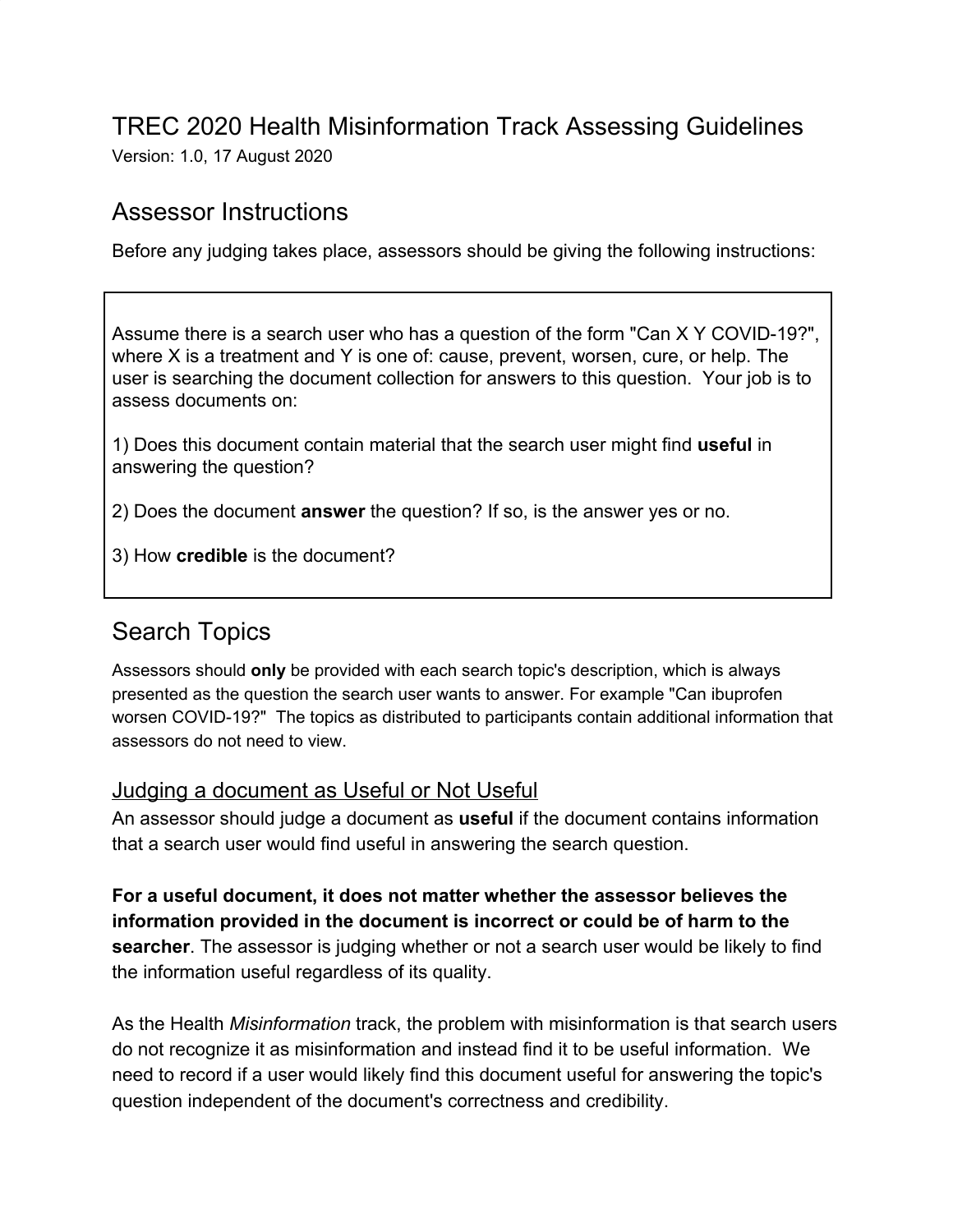# TREC 2020 Health Misinformation Track Assessing Guidelines

Version: 1.0, 17 August 2020

## Assessor Instructions

Before any judging takes place, assessors should be giving the following instructions:

> Assume there is a search user who has a question of the form "Can X Y COVID-19?", where X is a treatment and Y is one of: cause, prevent, worsen, cure, or help. The user is searching the document collection for answers to this question. Your job is to assess documents on:
>
> 1) Does this document contain material that the search user might find **useful** in answering the question?
>
> 2) Does the document **answer** the question? If so, is the answer yes or no.
>
> 3) How **credible** is the document?

## Search Topics

Assessors should **only** be provided with each search topic's description, which is always presented as the question the search user wants to answer. For example "Can ibuprofen worsen COVID-19?" The topics as distributed to participants contain additional information that assessors do not need to view.

### Judging a document as Useful or Not Useful

An assessor should judge a document as **useful** if the document contains information that a search user would find useful in answering the search question.

**For a useful document, it does not matter whether the assessor believes the information provided in the document is incorrect or could be of harm to the searcher**. The assessor is judging whether or not a search user would be likely to find the information useful regardless of its quality.

As the Health *Misinformation* track, the problem with misinformation is that search users do not recognize it as misinformation and instead find it to be useful information. We need to record if a user would likely find this document useful for answering the topic's question independent of the document's correctness and credibility.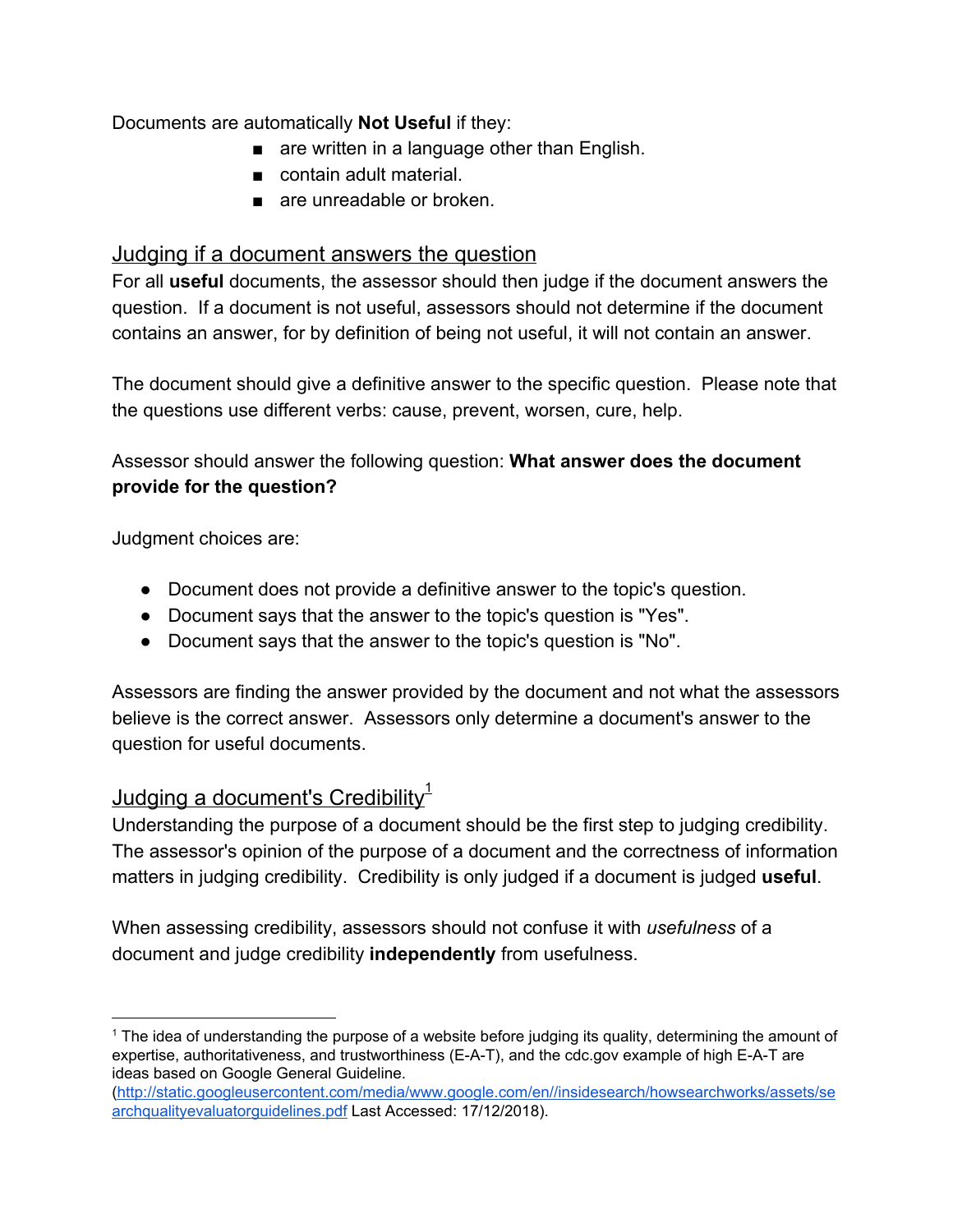Documents are automatically **Not Useful** if they:

- are written in a language other than English.
- contain adult material.
- are unreadable or broken.

## Judging if a document answers the question

For all **useful** documents, the assessor should then judge if the document answers the question. If a document is not useful, assessors should not determine if the document contains an answer, for by definition of being not useful, it will not contain an answer.

The document should give a definitive answer to the specific question. Please note that the questions use different verbs: cause, prevent, worsen, cure, help.

Assessor should answer the following question: **What answer does the document provide for the question?**

Judgment choices are:

- Document does not provide a definitive answer to the topic's question.
- Document says that the answer to the topic's question is "Yes".
- Document says that the answer to the topic's question is "No".

Assessors are finding the answer provided by the document and not what the assessors believe is the correct answer. Assessors only determine a document's answer to the question for useful documents.

## Judging a document's Credibility[1]

Understanding the purpose of a document should be the first step to judging credibility. The assessor's opinion of the purpose of a document and the correctness of information matters in judging credibility. Credibility is only judged if a document is judged **useful**.

When assessing credibility, assessors should not confuse it with *usefulness* of a document and judge credibility **independently** from usefulness.

---

[1] The idea of understanding the purpose of a website before judging its quality, determining the amount of expertise, authoritativeness, and trustworthiness (E-A-T), and the cdc.gov example of high E-A-T are ideas based on Google General Guideline. (http://static.googleusercontent.com/media/www.google.com/en//insidesearch/howsearchworks/assets/searchqualityevaluatorguidelines.pdf Last Accessed: 17/12/2018).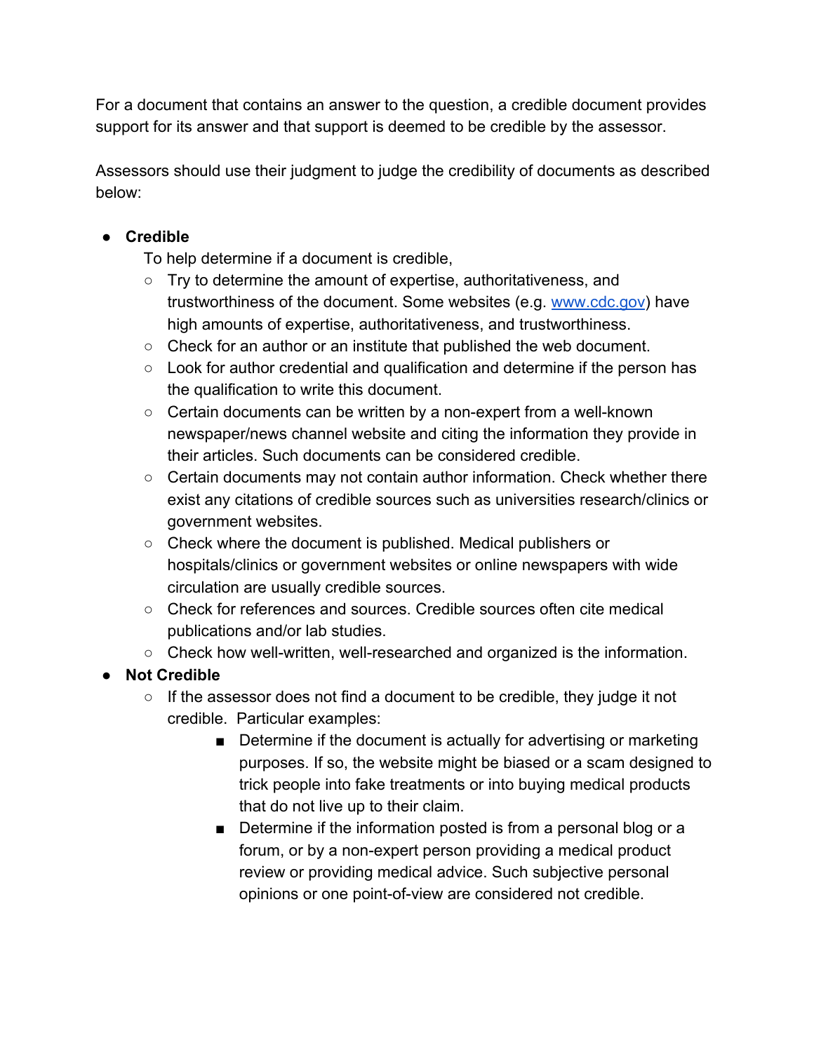For a document that contains an answer to the question, a credible document provides support for its answer and that support is deemed to be credible by the assessor.

Assessors should use their judgment to judge the credibility of documents as described below:

- **Credible**
  To help determine if a document is credible,
  - Try to determine the amount of expertise, authoritativeness, and trustworthiness of the document. Some websites (e.g. [www.cdc.gov](http://www.cdc.gov)) have high amounts of expertise, authoritativeness, and trustworthiness.
  - Check for an author or an institute that published the web document.
  - Look for author credential and qualification and determine if the person has the qualification to write this document.
  - Certain documents can be written by a non-expert from a well-known newspaper/news channel website and citing the information they provide in their articles. Such documents can be considered credible.
  - Certain documents may not contain author information. Check whether there exist any citations of credible sources such as universities research/clinics or government websites.
  - Check where the document is published. Medical publishers or hospitals/clinics or government websites or online newspapers with wide circulation are usually credible sources.
  - Check for references and sources. Credible sources often cite medical publications and/or lab studies.
  - Check how well-written, well-researched and organized is the information.
- **Not Credible**
  - If the assessor does not find a document to be credible, they judge it not credible. Particular examples:
    - Determine if the document is actually for advertising or marketing purposes. If so, the website might be biased or a scam designed to trick people into fake treatments or into buying medical products that do not live up to their claim.
    - Determine if the information posted is from a personal blog or a forum, or by a non-expert person providing a medical product review or providing medical advice. Such subjective personal opinions or one point-of-view are considered not credible.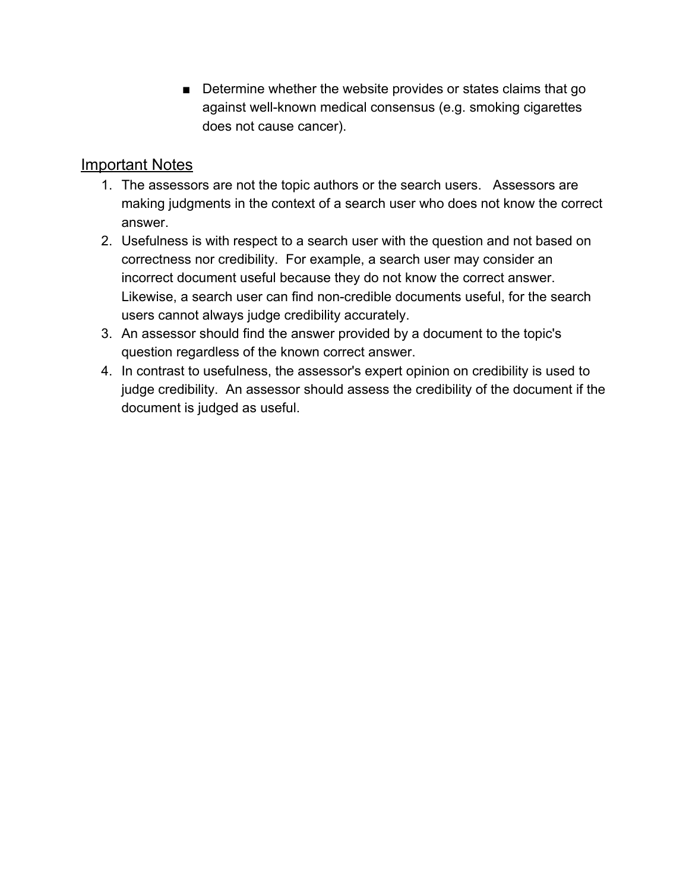- Determine whether the website provides or states claims that go against well-known medical consensus (e.g. smoking cigarettes does not cause cancer).

## Important Notes

1. The assessors are not the topic authors or the search users. Assessors are making judgments in the context of a search user who does not know the correct answer.
2. Usefulness is with respect to a search user with the question and not based on correctness nor credibility. For example, a search user may consider an incorrect document useful because they do not know the correct answer. Likewise, a search user can find non-credible documents useful, for the search users cannot always judge credibility accurately.
3. An assessor should find the answer provided by a document to the topic's question regardless of the known correct answer.
4. In contrast to usefulness, the assessor's expert opinion on credibility is used to judge credibility. An assessor should assess the credibility of the document if the document is judged as useful.